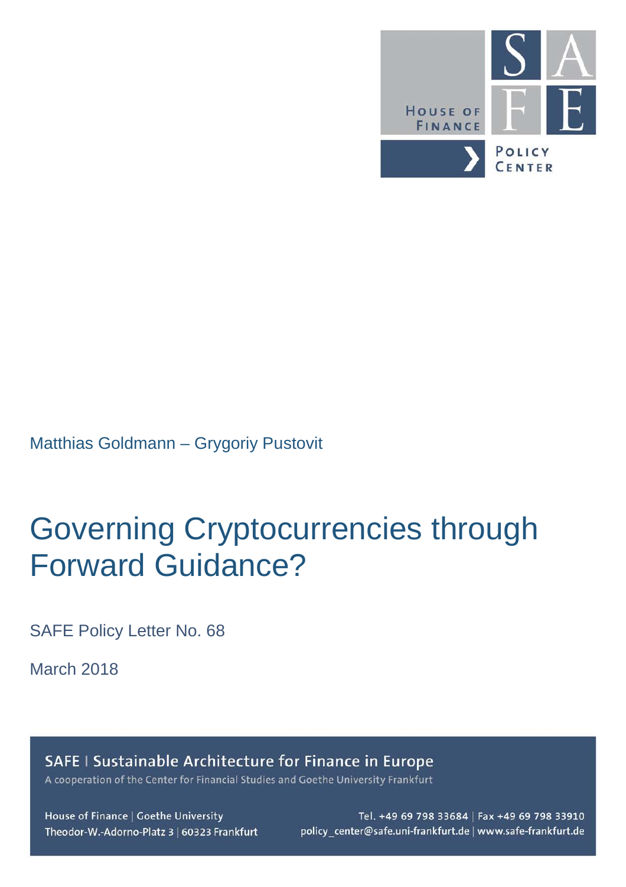HOUSE OF FINANCE

SAFE

POLICY CENTER

Matthias Goldmann – Grygoriy Pustovit

# Governing Cryptocurrencies through Forward Guidance?

SAFE Policy Letter No. 68

March 2018

**SAFE | Sustainable Architecture for Finance in Europe**

A cooperation of the Center for Financial Studies and Goethe University Frankfurt

House of Finance | Goethe University
Theodor-W.-Adorno-Platz 3 | 60323 Frankfurt

Tel. +49 69 798 33684 | Fax +49 69 798 33910
policy_center@safe.uni-frankfurt.de | www.safe-frankfurt.de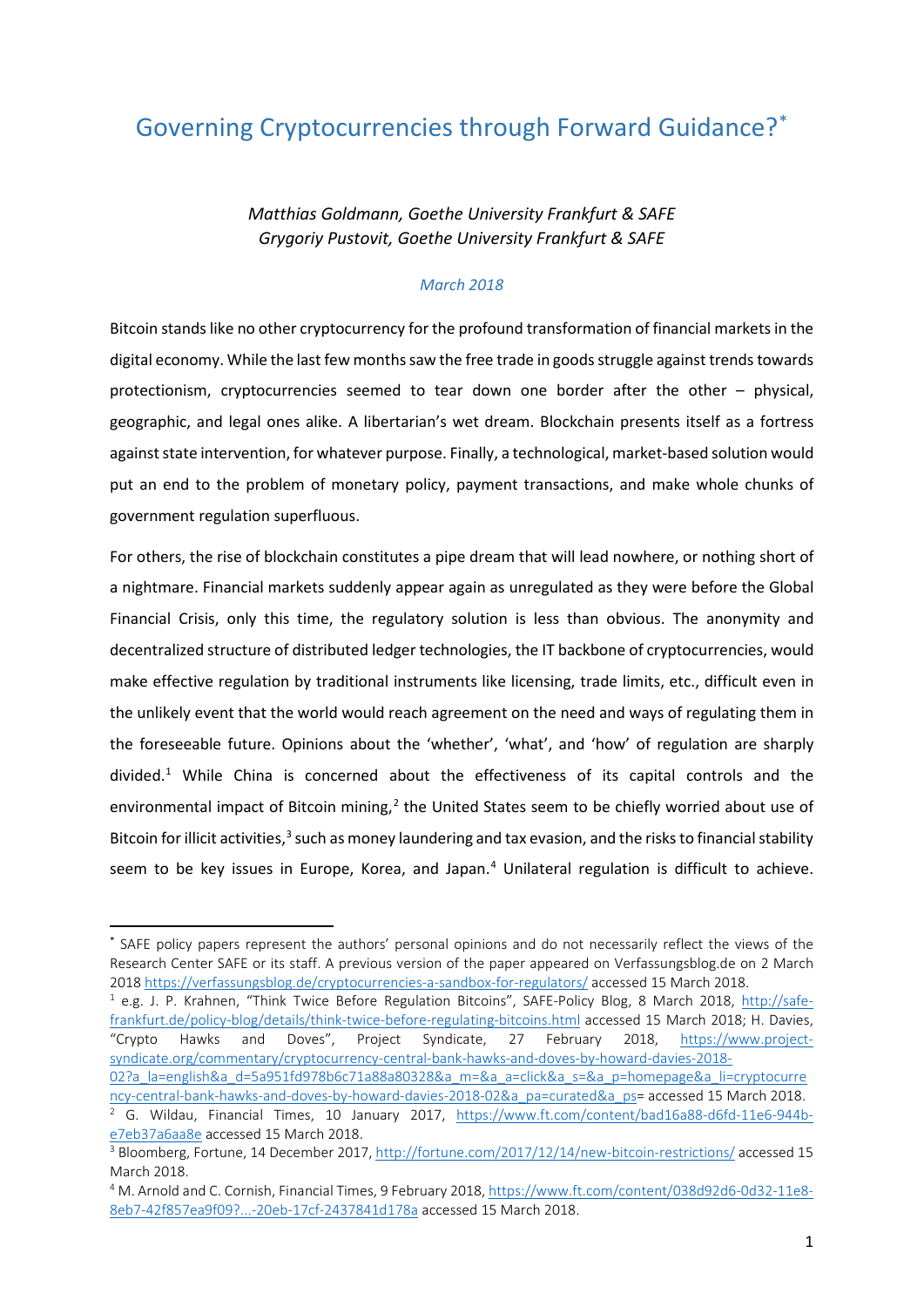# Governing Cryptocurrencies through Forward Guidance?*

*Matthias Goldmann, Goethe University Frankfurt & SAFE*
*Grygoriy Pustovit, Goethe University Frankfurt & SAFE*

*March 2018*

Bitcoin stands like no other cryptocurrency for the profound transformation of financial markets in the digital economy. While the last few months saw the free trade in goods struggle against trends towards protectionism, cryptocurrencies seemed to tear down one border after the other – physical, geographic, and legal ones alike. A libertarian's wet dream. Blockchain presents itself as a fortress against state intervention, for whatever purpose. Finally, a technological, market-based solution would put an end to the problem of monetary policy, payment transactions, and make whole chunks of government regulation superfluous.

For others, the rise of blockchain constitutes a pipe dream that will lead nowhere, or nothing short of a nightmare. Financial markets suddenly appear again as unregulated as they were before the Global Financial Crisis, only this time, the regulatory solution is less than obvious. The anonymity and decentralized structure of distributed ledger technologies, the IT backbone of cryptocurrencies, would make effective regulation by traditional instruments like licensing, trade limits, etc., difficult even in the unlikely event that the world would reach agreement on the need and ways of regulating them in the foreseeable future. Opinions about the 'whether', 'what', and 'how' of regulation are sharply divided.[1] While China is concerned about the effectiveness of its capital controls and the environmental impact of Bitcoin mining,[2] the United States seem to be chiefly worried about use of Bitcoin for illicit activities,[3] such as money laundering and tax evasion, and the risks to financial stability seem to be key issues in Europe, Korea, and Japan.[4] Unilateral regulation is difficult to achieve.

---

* SAFE policy papers represent the authors' personal opinions and do not necessarily reflect the views of the Research Center SAFE or its staff. A previous version of the paper appeared on Verfassungsblog.de on 2 March 2018 https://verfassungsblog.de/cryptocurrencies-a-sandbox-for-regulators/ accessed 15 March 2018.

[1] e.g. J. P. Krahnen, "Think Twice Before Regulation Bitcoins", SAFE-Policy Blog, 8 March 2018, http://safe-frankfurt.de/policy-blog/details/think-twice-before-regulating-bitcoins.html accessed 15 March 2018; H. Davies, "Crypto Hawks and Doves", Project Syndicate, 27 February 2018, https://www.project-syndicate.org/commentary/cryptocurrency-central-bank-hawks-and-doves-by-howard-davies-2018-02?a_la=english&a_d=5a951fd978b6c71a88a80328&a_m=&a_a=click&a_s=&a_p=homepage&a_li=cryptocurrency-central-bank-hawks-and-doves-by-howard-davies-2018-02&a_pa=curated&a_ps= accessed 15 March 2018.

[2] G. Wildau, Financial Times, 10 January 2017, https://www.ft.com/content/bad16a88-d6fd-11e6-944b-e7eb37a6aa8e accessed 15 March 2018.

[3] Bloomberg, Fortune, 14 December 2017, http://fortune.com/2017/12/14/new-bitcoin-restrictions/ accessed 15 March 2018.

[4] M. Arnold and C. Cornish, Financial Times, 9 February 2018, https://www.ft.com/content/038d92d6-0d32-11e8-8eb7-42f857ea9f09?...-20eb-17cf-2437841d178a accessed 15 March 2018.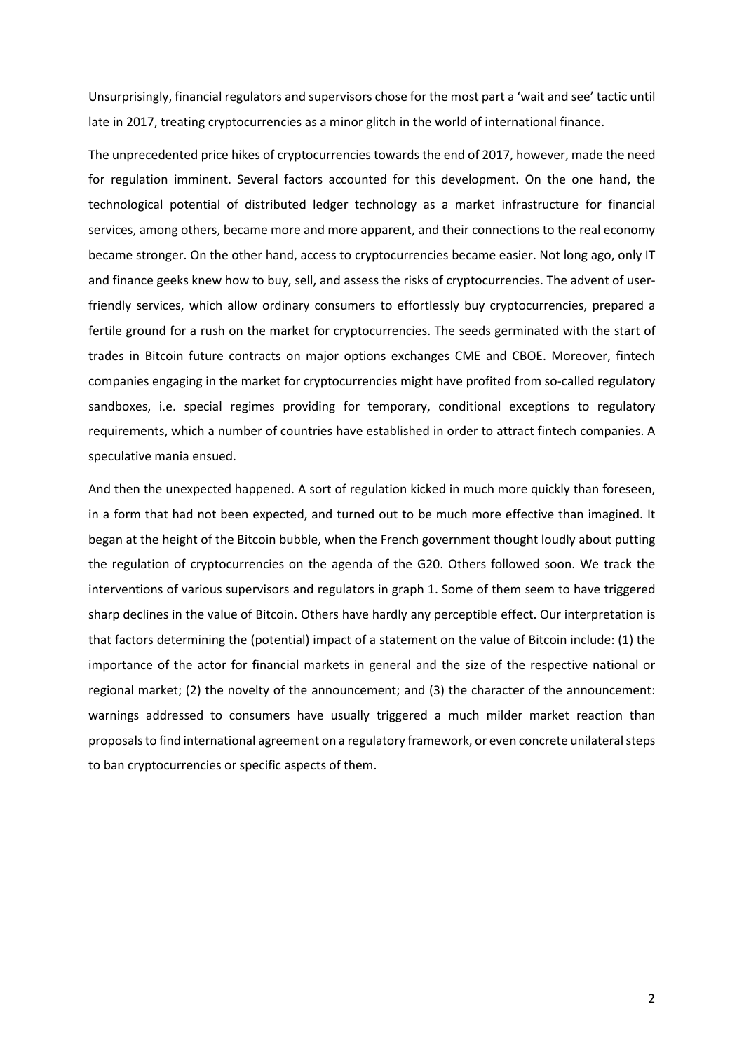Unsurprisingly, financial regulators and supervisors chose for the most part a 'wait and see' tactic until late in 2017, treating cryptocurrencies as a minor glitch in the world of international finance.

The unprecedented price hikes of cryptocurrencies towards the end of 2017, however, made the need for regulation imminent. Several factors accounted for this development. On the one hand, the technological potential of distributed ledger technology as a market infrastructure for financial services, among others, became more and more apparent, and their connections to the real economy became stronger. On the other hand, access to cryptocurrencies became easier. Not long ago, only IT and finance geeks knew how to buy, sell, and assess the risks of cryptocurrencies. The advent of user-friendly services, which allow ordinary consumers to effortlessly buy cryptocurrencies, prepared a fertile ground for a rush on the market for cryptocurrencies. The seeds germinated with the start of trades in Bitcoin future contracts on major options exchanges CME and CBOE. Moreover, fintech companies engaging in the market for cryptocurrencies might have profited from so-called regulatory sandboxes, i.e. special regimes providing for temporary, conditional exceptions to regulatory requirements, which a number of countries have established in order to attract fintech companies. A speculative mania ensued.

And then the unexpected happened. A sort of regulation kicked in much more quickly than foreseen, in a form that had not been expected, and turned out to be much more effective than imagined. It began at the height of the Bitcoin bubble, when the French government thought loudly about putting the regulation of cryptocurrencies on the agenda of the G20. Others followed soon. We track the interventions of various supervisors and regulators in graph 1. Some of them seem to have triggered sharp declines in the value of Bitcoin. Others have hardly any perceptible effect. Our interpretation is that factors determining the (potential) impact of a statement on the value of Bitcoin include: (1) the importance of the actor for financial markets in general and the size of the respective national or regional market; (2) the novelty of the announcement; and (3) the character of the announcement: warnings addressed to consumers have usually triggered a much milder market reaction than proposals to find international agreement on a regulatory framework, or even concrete unilateral steps to ban cryptocurrencies or specific aspects of them.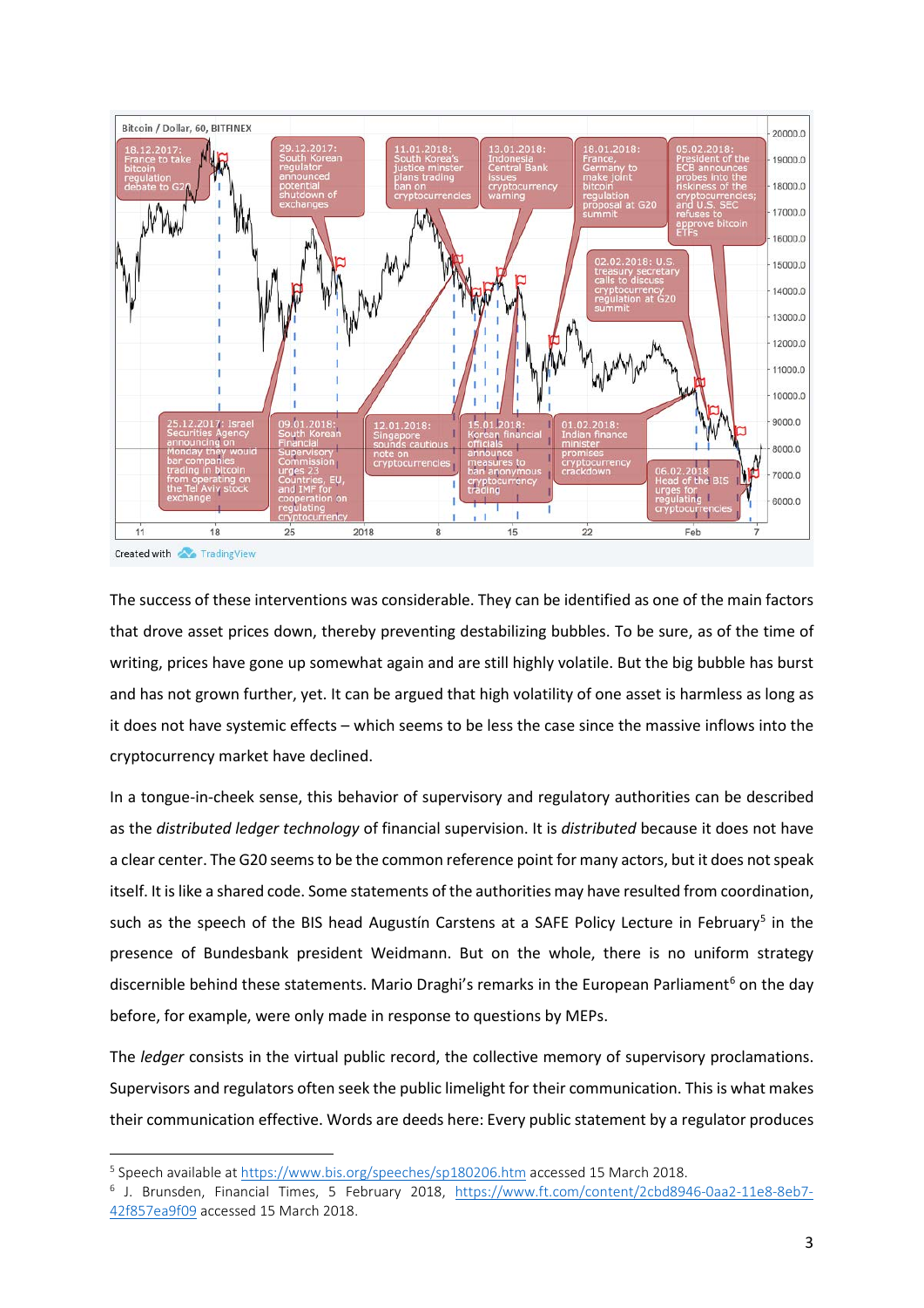The success of these interventions was considerable. They can be identified as one of the main factors that drove asset prices down, thereby preventing destabilizing bubbles. To be sure, as of the time of writing, prices have gone up somewhat again and are still highly volatile. But the big bubble has burst and has not grown further, yet. It can be argued that high volatility of one asset is harmless as long as it does not have systemic effects – which seems to be less the case since the massive inflows into the cryptocurrency market have declined.

In a tongue-in-cheek sense, this behavior of supervisory and regulatory authorities can be described as the *distributed ledger technology* of financial supervision. It is *distributed* because it does not have a clear center. The G20 seems to be the common reference point for many actors, but it does not speak itself. It is like a shared code. Some statements of the authorities may have resulted from coordination, such as the speech of the BIS head Augustín Carstens at a SAFE Policy Lecture in February[5] in the presence of Bundesbank president Weidmann. But on the whole, there is no uniform strategy discernible behind these statements. Mario Draghi's remarks in the European Parliament[6] on the day before, for example, were only made in response to questions by MEPs.

The *ledger* consists in the virtual public record, the collective memory of supervisory proclamations. Supervisors and regulators often seek the public limelight for their communication. This is what makes their communication effective. Words are deeds here: Every public statement by a regulator produces

---

[5] Speech available at https://www.bis.org/speeches/sp180206.htm accessed 15 March 2018.

[6] J. Brunsden, Financial Times, 5 February 2018, https://www.ft.com/content/2cbd8946-0aa2-11e8-8eb7-42f857ea9f09 accessed 15 March 2018.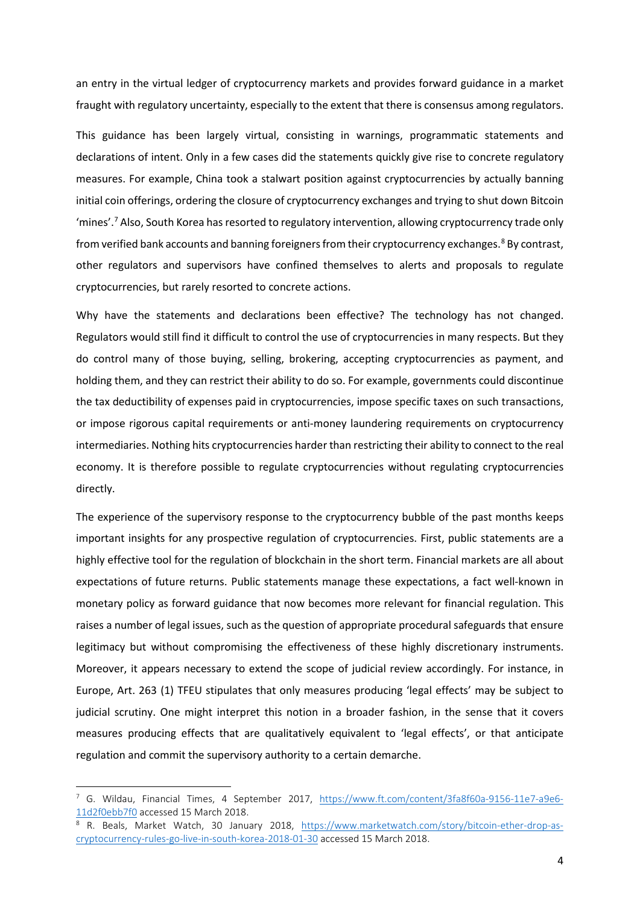an entry in the virtual ledger of cryptocurrency markets and provides forward guidance in a market fraught with regulatory uncertainty, especially to the extent that there is consensus among regulators.

This guidance has been largely virtual, consisting in warnings, programmatic statements and declarations of intent. Only in a few cases did the statements quickly give rise to concrete regulatory measures. For example, China took a stalwart position against cryptocurrencies by actually banning initial coin offerings, ordering the closure of cryptocurrency exchanges and trying to shut down Bitcoin 'mines'.[7] Also, South Korea has resorted to regulatory intervention, allowing cryptocurrency trade only from verified bank accounts and banning foreigners from their cryptocurrency exchanges.[8] By contrast, other regulators and supervisors have confined themselves to alerts and proposals to regulate cryptocurrencies, but rarely resorted to concrete actions.

Why have the statements and declarations been effective? The technology has not changed. Regulators would still find it difficult to control the use of cryptocurrencies in many respects. But they do control many of those buying, selling, brokering, accepting cryptocurrencies as payment, and holding them, and they can restrict their ability to do so. For example, governments could discontinue the tax deductibility of expenses paid in cryptocurrencies, impose specific taxes on such transactions, or impose rigorous capital requirements or anti-money laundering requirements on cryptocurrency intermediaries. Nothing hits cryptocurrencies harder than restricting their ability to connect to the real economy. It is therefore possible to regulate cryptocurrencies without regulating cryptocurrencies directly.

The experience of the supervisory response to the cryptocurrency bubble of the past months keeps important insights for any prospective regulation of cryptocurrencies. First, public statements are a highly effective tool for the regulation of blockchain in the short term. Financial markets are all about expectations of future returns. Public statements manage these expectations, a fact well-known in monetary policy as forward guidance that now becomes more relevant for financial regulation. This raises a number of legal issues, such as the question of appropriate procedural safeguards that ensure legitimacy but without compromising the effectiveness of these highly discretionary instruments. Moreover, it appears necessary to extend the scope of judicial review accordingly. For instance, in Europe, Art. 263 (1) TFEU stipulates that only measures producing 'legal effects' may be subject to judicial scrutiny. One might interpret this notion in a broader fashion, in the sense that it covers measures producing effects that are qualitatively equivalent to 'legal effects', or that anticipate regulation and commit the supervisory authority to a certain demarche.

---

[7] G. Wildau, Financial Times, 4 September 2017, https://www.ft.com/content/3fa8f60a-9156-11e7-a9e6-11d2f0ebb7f0 accessed 15 March 2018.

[8] R. Beals, Market Watch, 30 January 2018, https://www.marketwatch.com/story/bitcoin-ether-drop-as-cryptocurrency-rules-go-live-in-south-korea-2018-01-30 accessed 15 March 2018.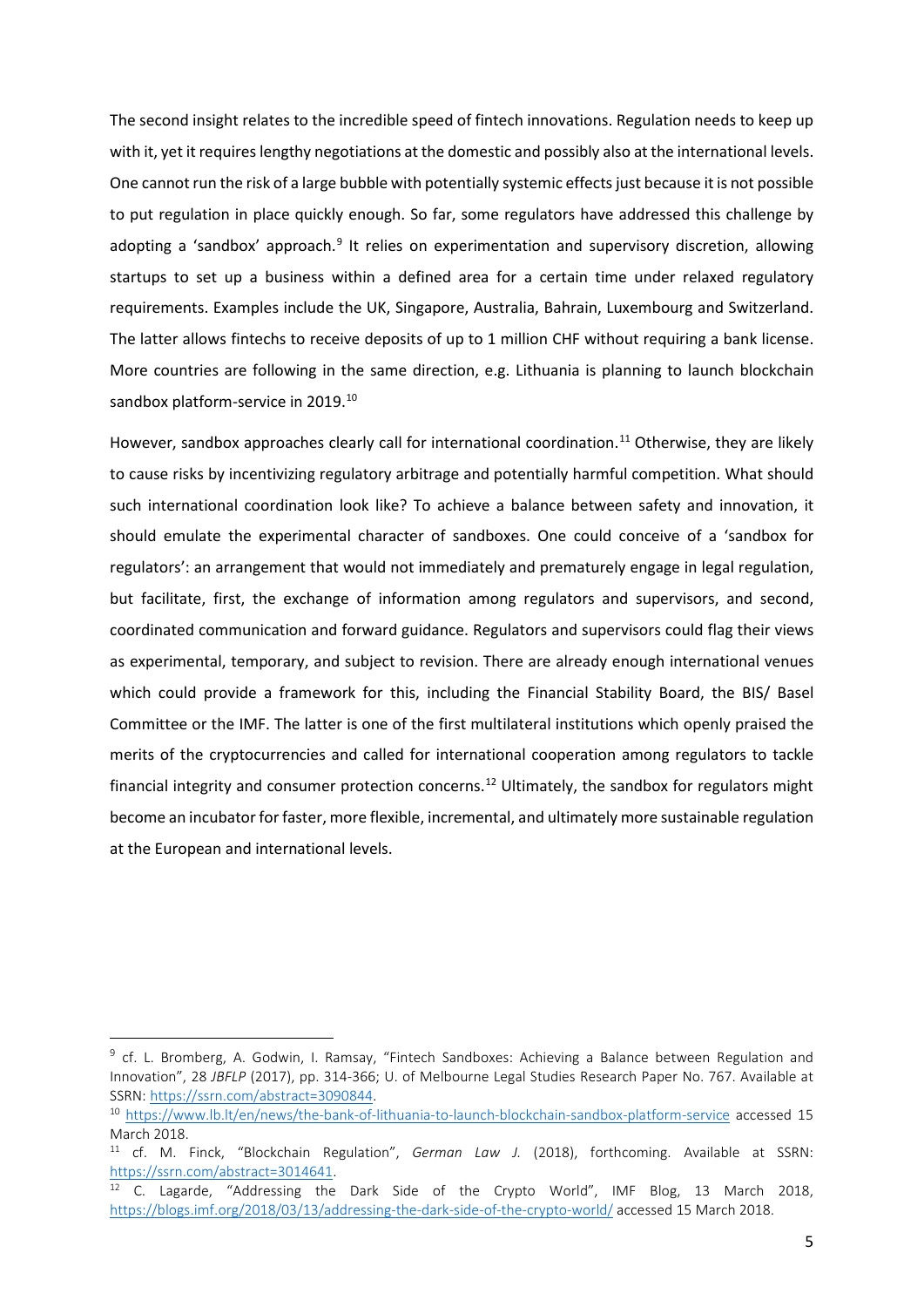The second insight relates to the incredible speed of fintech innovations. Regulation needs to keep up with it, yet it requires lengthy negotiations at the domestic and possibly also at the international levels. One cannot run the risk of a large bubble with potentially systemic effects just because it is not possible to put regulation in place quickly enough. So far, some regulators have addressed this challenge by adopting a 'sandbox' approach.[9] It relies on experimentation and supervisory discretion, allowing startups to set up a business within a defined area for a certain time under relaxed regulatory requirements. Examples include the UK, Singapore, Australia, Bahrain, Luxembourg and Switzerland. The latter allows fintechs to receive deposits of up to 1 million CHF without requiring a bank license. More countries are following in the same direction, e.g. Lithuania is planning to launch blockchain sandbox platform-service in 2019.[10]

However, sandbox approaches clearly call for international coordination.[11] Otherwise, they are likely to cause risks by incentivizing regulatory arbitrage and potentially harmful competition. What should such international coordination look like? To achieve a balance between safety and innovation, it should emulate the experimental character of sandboxes. One could conceive of a 'sandbox for regulators': an arrangement that would not immediately and prematurely engage in legal regulation, but facilitate, first, the exchange of information among regulators and supervisors, and second, coordinated communication and forward guidance. Regulators and supervisors could flag their views as experimental, temporary, and subject to revision. There are already enough international venues which could provide a framework for this, including the Financial Stability Board, the BIS/ Basel Committee or the IMF. The latter is one of the first multilateral institutions which openly praised the merits of the cryptocurrencies and called for international cooperation among regulators to tackle financial integrity and consumer protection concerns.[12] Ultimately, the sandbox for regulators might become an incubator for faster, more flexible, incremental, and ultimately more sustainable regulation at the European and international levels.

---

[9] cf. L. Bromberg, A. Godwin, I. Ramsay, "Fintech Sandboxes: Achieving a Balance between Regulation and Innovation", 28 *JBFLP* (2017), pp. 314-366; U. of Melbourne Legal Studies Research Paper No. 767. Available at SSRN: https://ssrn.com/abstract=3090844.

[10] https://www.lb.lt/en/news/the-bank-of-lithuania-to-launch-blockchain-sandbox-platform-service accessed 15 March 2018.

[11] cf. M. Finck, "Blockchain Regulation", *German Law J.* (2018), forthcoming. Available at SSRN: https://ssrn.com/abstract=3014641.

[12] C. Lagarde, "Addressing the Dark Side of the Crypto World", IMF Blog, 13 March 2018, https://blogs.imf.org/2018/03/13/addressing-the-dark-side-of-the-crypto-world/ accessed 15 March 2018.